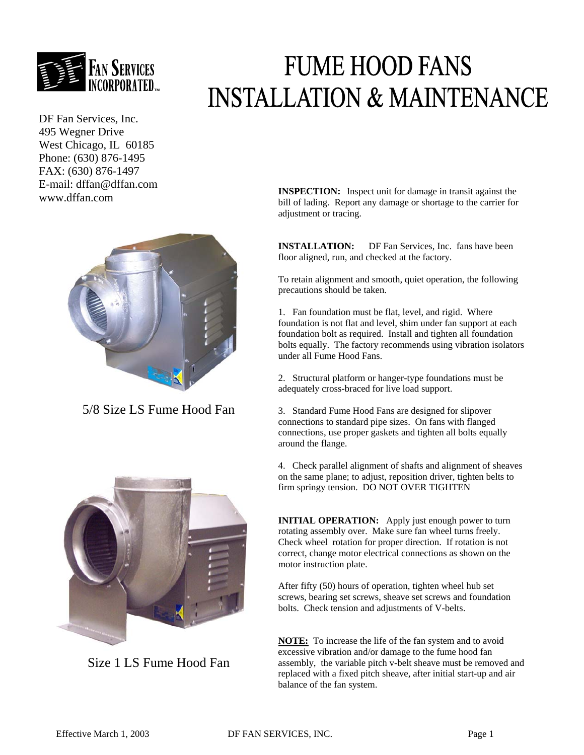# FUME HOOD FANS INSTALLATION & MAINTENANCE

DF Fan Services, Inc.
495 Wegner Drive
West Chicago, IL 60185
Phone: (630) 876-1495
FAX: (630) 876-1497
E-mail: dffan@dffan.com
www.dffan.com

5/8 Size LS Fume Hood Fan

Size 1 LS Fume Hood Fan

**INSPECTION:** Inspect unit for damage in transit against the bill of lading. Report any damage or shortage to the carrier for adjustment or tracing.

**INSTALLATION:** DF Fan Services, Inc. fans have been floor aligned, run, and checked at the factory.

To retain alignment and smooth, quiet operation, the following precautions should be taken.

1. Fan foundation must be flat, level, and rigid. Where foundation is not flat and level, shim under fan support at each foundation bolt as required. Install and tighten all foundation bolts equally. The factory recommends using vibration isolators under all Fume Hood Fans.

2. Structural platform or hanger-type foundations must be adequately cross-braced for live load support.

3. Standard Fume Hood Fans are designed for slipover connections to standard pipe sizes. On fans with flanged connections, use proper gaskets and tighten all bolts equally around the flange.

4. Check parallel alignment of shafts and alignment of sheaves on the same plane; to adjust, reposition driver, tighten belts to firm springy tension. DO NOT OVER TIGHTEN

**INITIAL OPERATION:** Apply just enough power to turn rotating assembly over. Make sure fan wheel turns freely. Check wheel rotation for proper direction. If rotation is not correct, change motor electrical connections as shown on the motor instruction plate.

After fifty (50) hours of operation, tighten wheel hub set screws, bearing set screws, sheave set screws and foundation bolts. Check tension and adjustments of V-belts.

**NOTE:** To increase the life of the fan system and to avoid excessive vibration and/or damage to the fume hood fan assembly, the variable pitch v-belt sheave must be removed and replaced with a fixed pitch sheave, after initial start-up and air balance of the fan system.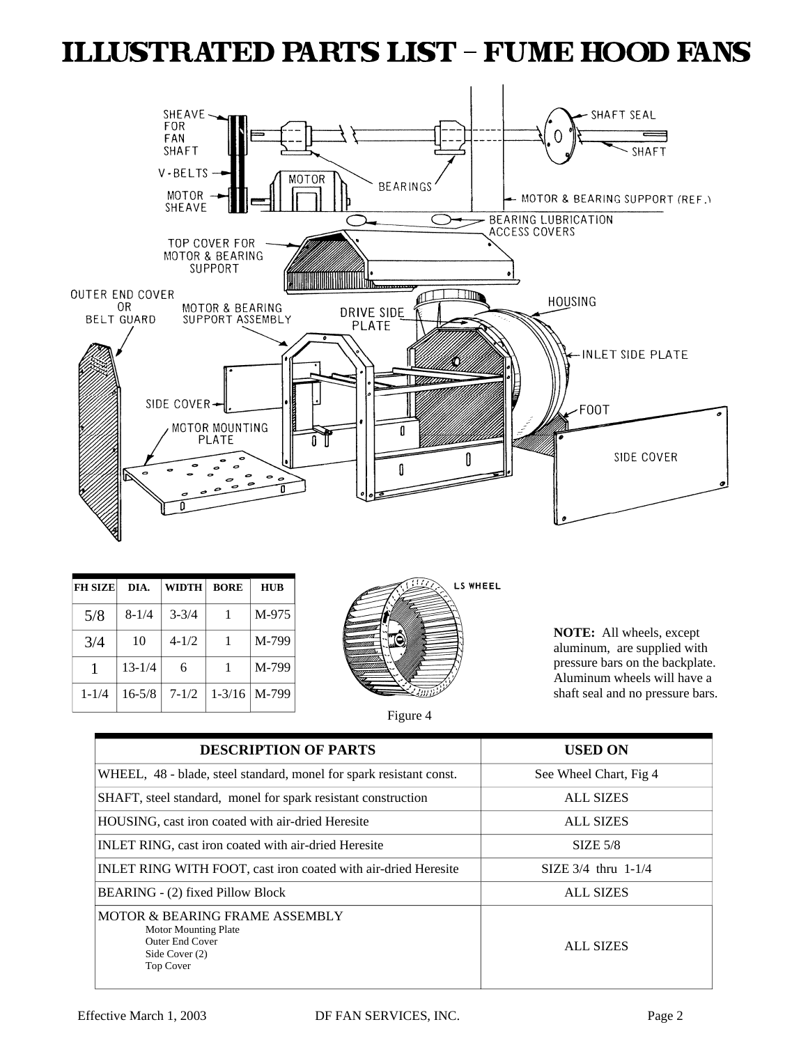# ILLUSTRATED PARTS LIST – FUME HOOD FANS

| FH SIZE | DIA. | WIDTH | BORE | HUB |
|---|---|---|---|---|
| 5/8 | 8-1/4 | 3-3/4 | 1 | M-975 |
| 3/4 | 10 | 4-1/2 | 1 | M-799 |
| 1 | 13-1/4 | 6 | 1 | M-799 |
| 1-1/4 | 16-5/8 | 7-1/2 | 1-3/16 | M-799 |

Figure 4

**NOTE:** All wheels, except aluminum, are supplied with pressure bars on the backplate. Aluminum wheels will have a shaft seal and no pressure bars.

| DESCRIPTION OF PARTS | USED ON |
|---|---|
| WHEEL, 48 - blade, steel standard, monel for spark resistant const. | See Wheel Chart, Fig 4 |
| SHAFT, steel standard, monel for spark resistant construction | ALL SIZES |
| HOUSING, cast iron coated with air-dried Heresite | ALL SIZES |
| INLET RING, cast iron coated with air-dried Heresite | SIZE 5/8 |
| INLET RING WITH FOOT, cast iron coated with air-dried Heresite | SIZE 3/4 thru 1-1/4 |
| BEARING - (2) fixed Pillow Block | ALL SIZES |
| MOTOR & BEARING FRAME ASSEMBLY<br>Motor Mounting Plate<br>Outer End Cover<br>Side Cover (2)<br>Top Cover | ALL SIZES |

Effective March 1, 2003 DF FAN SERVICES, INC.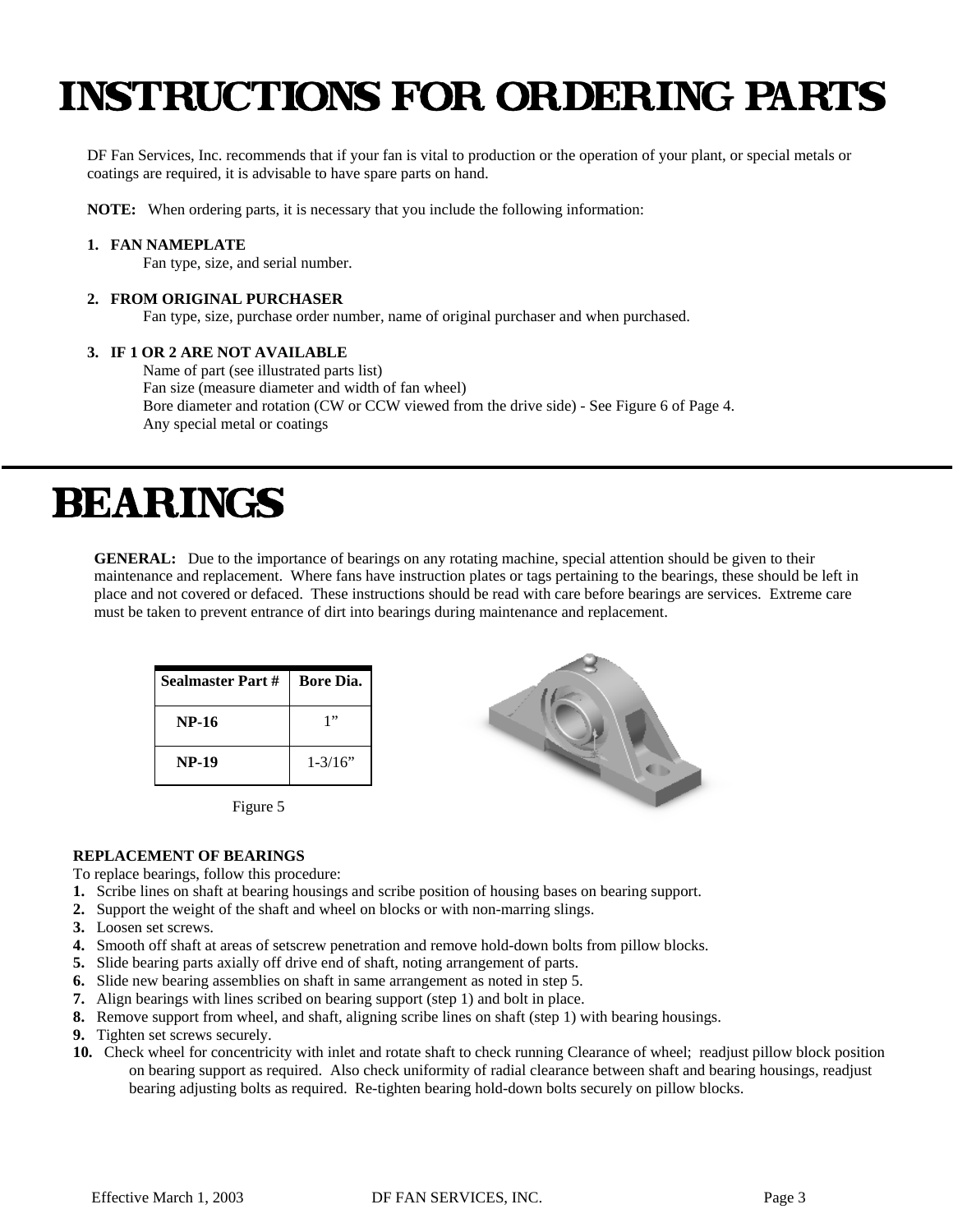# INSTRUCTIONS FOR ORDERING PARTS

DF Fan Services, Inc. recommends that if your fan is vital to production or the operation of your plant, or special metals or coatings are required, it is advisable to have spare parts on hand.

**NOTE:** When ordering parts, it is necessary that you include the following information:

1. **FAN NAMEPLATE**
   Fan type, size, and serial number.

2. **FROM ORIGINAL PURCHASER**
   Fan type, size, purchase order number, name of original purchaser and when purchased.

3. **IF 1 OR 2 ARE NOT AVAILABLE**
   Name of part (see illustrated parts list)
   Fan size (measure diameter and width of fan wheel)
   Bore diameter and rotation (CW or CCW viewed from the drive side) - See Figure 6 of Page 4.
   Any special metal or coatings

# BEARINGS

**GENERAL:** Due to the importance of bearings on any rotating machine, special attention should be given to their maintenance and replacement. Where fans have instruction plates or tags pertaining to the bearings, these should be left in place and not covered or defaced. These instructions should be read with care before bearings are services. Extreme care must be taken to prevent entrance of dirt into bearings during maintenance and replacement.

| Sealmaster Part # | Bore Dia. |
|---|---|
| **NP-16** | 1” |
| **NP-19** | 1-3/16” |

Figure 5

**REPLACEMENT OF BEARINGS**
To replace bearings, follow this procedure:

1. Scribe lines on shaft at bearing housings and scribe position of housing bases on bearing support.
2. Support the weight of the shaft and wheel on blocks or with non-marring slings.
3. Loosen set screws.
4. Smooth off shaft at areas of setscrew penetration and remove hold-down bolts from pillow blocks.
5. Slide bearing parts axially off drive end of shaft, noting arrangement of parts.
6. Slide new bearing assemblies on shaft in same arrangement as noted in step 5.
7. Align bearings with lines scribed on bearing support (step 1) and bolt in place.
8. Remove support from wheel, and shaft, aligning scribe lines on shaft (step 1) with bearing housings.
9. Tighten set screws securely.
10. Check wheel for concentricity with inlet and rotate shaft to check running Clearance of wheel; readjust pillow block position on bearing support as required. Also check uniformity of radial clearance between shaft and bearing housings, readjust bearing adjusting bolts as required. Re-tighten bearing hold-down bolts securely on pillow blocks.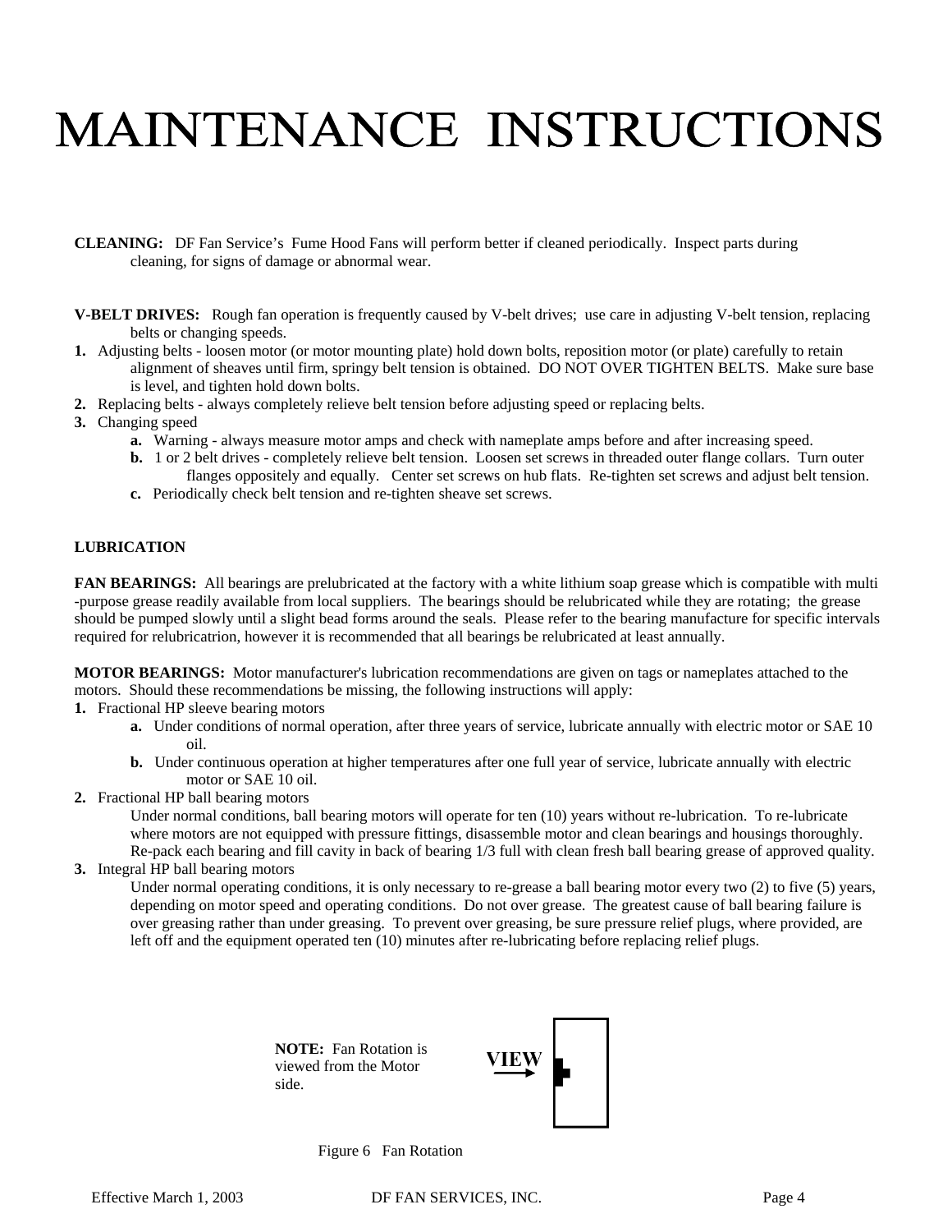# MAINTENANCE INSTRUCTIONS

**CLEANING:** DF Fan Service's Fume Hood Fans will perform better if cleaned periodically. Inspect parts during cleaning, for signs of damage or abnormal wear.

**V-BELT DRIVES:** Rough fan operation is frequently caused by V-belt drives; use care in adjusting V-belt tension, replacing belts or changing speeds.

**1.** Adjusting belts - loosen motor (or motor mounting plate) hold down bolts, reposition motor (or plate) carefully to retain alignment of sheaves until firm, springy belt tension is obtained. DO NOT OVER TIGHTEN BELTS. Make sure base is level, and tighten hold down bolts.

**2.** Replacing belts - always completely relieve belt tension before adjusting speed or replacing belts.

**3.** Changing speed
- **a.** Warning - always measure motor amps and check with nameplate amps before and after increasing speed.
- **b.** 1 or 2 belt drives - completely relieve belt tension. Loosen set screws in threaded outer flange collars. Turn outer flanges oppositely and equally. Center set screws on hub flats. Re-tighten set screws and adjust belt tension.
- **c.** Periodically check belt tension and re-tighten sheave set screws.

**LUBRICATION**

**FAN BEARINGS:** All bearings are prelubricated at the factory with a white lithium soap grease which is compatible with multi-purpose grease readily available from local suppliers. The bearings should be relubricated while they are rotating; the grease should be pumped slowly until a slight bead forms around the seals. Please refer to the bearing manufacture for specific intervals required for relubricatrion, however it is recommended that all bearings be relubricated at least annually.

**MOTOR BEARINGS:** Motor manufacturer's lubrication recommendations are given on tags or nameplates attached to the motors. Should these recommendations be missing, the following instructions will apply:

**1.** Fractional HP sleeve bearing motors
- **a.** Under conditions of normal operation, after three years of service, lubricate annually with electric motor or SAE 10 oil.
- **b.** Under continuous operation at higher temperatures after one full year of service, lubricate annually with electric motor or SAE 10 oil.

**2.** Fractional HP ball bearing motors

Under normal conditions, ball bearing motors will operate for ten (10) years without re-lubrication. To re-lubricate where motors are not equipped with pressure fittings, disassemble motor and clean bearings and housings thoroughly. Re-pack each bearing and fill cavity in back of bearing 1/3 full with clean fresh ball bearing grease of approved quality.

**3.** Integral HP ball bearing motors

Under normal operating conditions, it is only necessary to re-grease a ball bearing motor every two (2) to five (5) years, depending on motor speed and operating conditions. Do not over grease. The greatest cause of ball bearing failure is over greasing rather than under greasing. To prevent over greasing, be sure pressure relief plugs, where provided, are left off and the equipment operated ten (10) minutes after re-lubricating before replacing relief plugs.

**NOTE:** Fan Rotation is viewed from the Motor side.

VIEW

Figure 6 Fan Rotation

Effective March 1, 2003 DF FAN SERVICES, INC.